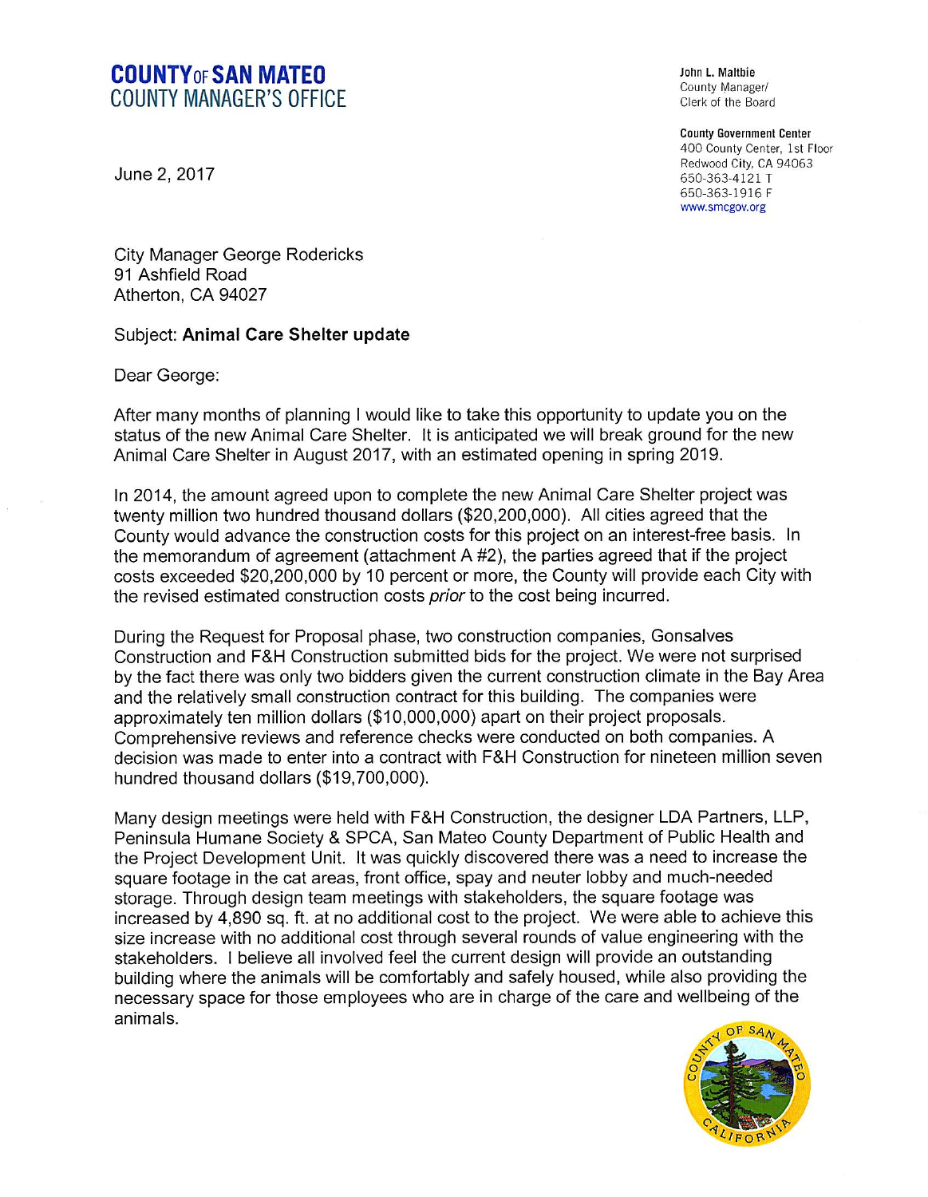**COUNTY OF SAN MATEO**
**COUNTY MANAGER'S OFFICE**

**John L. Maltbie**
County Manager/
Clerk of the Board

**County Government Center**
400 County Center, 1st Floor
Redwood City, CA 94063
650-363-4121 T
650-363-1916 F
www.smcgov.org

June 2, 2017

City Manager George Rodericks
91 Ashfield Road
Atherton, CA 94027

Subject: **Animal Care Shelter update**

Dear George:

After many months of planning I would like to take this opportunity to update you on the status of the new Animal Care Shelter. It is anticipated we will break ground for the new Animal Care Shelter in August 2017, with an estimated opening in spring 2019.

In 2014, the amount agreed upon to complete the new Animal Care Shelter project was twenty million two hundred thousand dollars ($20,200,000). All cities agreed that the County would advance the construction costs for this project on an interest-free basis. In the memorandum of agreement (attachment A #2), the parties agreed that if the project costs exceeded $20,200,000 by 10 percent or more, the County will provide each City with the revised estimated construction costs *prior* to the cost being incurred.

During the Request for Proposal phase, two construction companies, Gonsalves Construction and F&H Construction submitted bids for the project. We were not surprised by the fact there was only two bidders given the current construction climate in the Bay Area and the relatively small construction contract for this building. The companies were approximately ten million dollars ($10,000,000) apart on their project proposals. Comprehensive reviews and reference checks were conducted on both companies. A decision was made to enter into a contract with F&H Construction for nineteen million seven hundred thousand dollars ($19,700,000).

Many design meetings were held with F&H Construction, the designer LDA Partners, LLP, Peninsula Humane Society & SPCA, San Mateo County Department of Public Health and the Project Development Unit. It was quickly discovered there was a need to increase the square footage in the cat areas, front office, spay and neuter lobby and much-needed storage. Through design team meetings with stakeholders, the square footage was increased by 4,890 sq. ft. at no additional cost to the project. We were able to achieve this size increase with no additional cost through several rounds of value engineering with the stakeholders. I believe all involved feel the current design will provide an outstanding building where the animals will be comfortably and safely housed, while also providing the necessary space for those employees who are in charge of the care and wellbeing of the animals.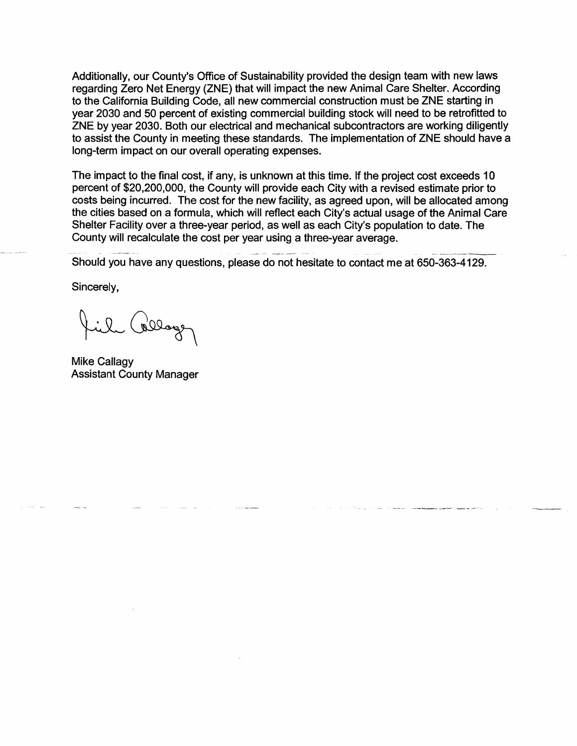Additionally, our County's Office of Sustainability provided the design team with new laws regarding Zero Net Energy (ZNE) that will impact the new Animal Care Shelter. According to the California Building Code, all new commercial construction must be ZNE starting in year 2030 and 50 percent of existing commercial building stock will need to be retrofitted to ZNE by year 2030. Both our electrical and mechanical subcontractors are working diligently to assist the County in meeting these standards. The implementation of ZNE should have a long-term impact on our overall operating expenses.

The impact to the final cost, if any, is unknown at this time. If the project cost exceeds 10 percent of $20,200,000, the County will provide each City with a revised estimate prior to costs being incurred. The cost for the new facility, as agreed upon, will be allocated among the cities based on a formula, which will reflect each City's actual usage of the Animal Care Shelter Facility over a three-year period, as well as each City's population to date. The County will recalculate the cost per year using a three-year average.

Should you have any questions, please do not hesitate to contact me at 650-363-4129.

Sincerely,

Mike Callagy
Assistant County Manager